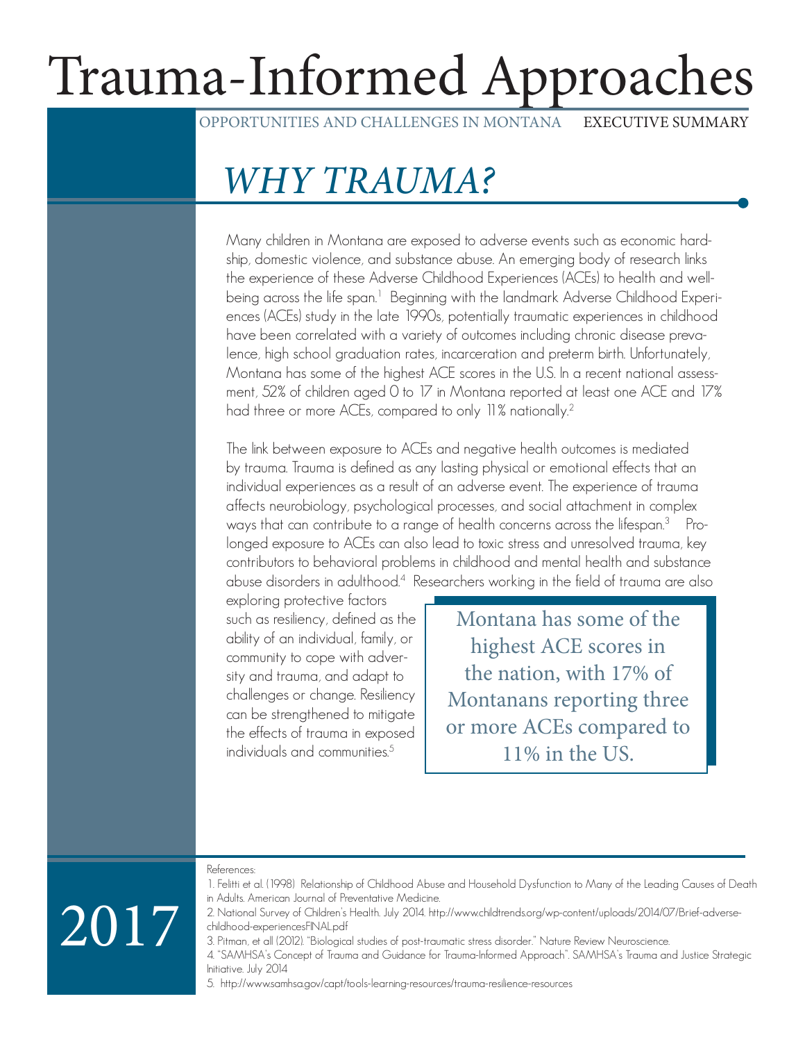# Trauma-Informed Approaches

OPPORTUNITIES AND CHALLENGES IN MONTANA EXECUTIVE SUMMARY

## *WHY TRAUMA?*

Many children in Montana are exposed to adverse events such as economic hardship, domestic violence, and substance abuse. An emerging body of research links the experience of these Adverse Childhood Experiences (ACEs) to health and well-being across the life span.[1] Beginning with the landmark Adverse Childhood Experiences (ACEs) study in the late 1990s, potentially traumatic experiences in childhood have been correlated with a variety of outcomes including chronic disease prevalence, high school graduation rates, incarceration and preterm birth. Unfortunately, Montana has some of the highest ACE scores in the U.S. In a recent national assessment, 52% of children aged 0 to 17 in Montana reported at least one ACE and 17% had three or more ACEs, compared to only 11% nationally.[2]

The link between exposure to ACEs and negative health outcomes is mediated by trauma. Trauma is defined as any lasting physical or emotional effects that an individual experiences as a result of an adverse event. The experience of trauma affects neurobiology, psychological processes, and social attachment in complex ways that can contribute to a range of health concerns across the lifespan.[3] Prolonged exposure to ACEs can also lead to toxic stress and unresolved trauma, key contributors to behavioral problems in childhood and mental health and substance abuse disorders in adulthood.[4] Researchers working in the field of trauma are also exploring protective factors such as resiliency, defined as the ability of an individual, family, or community to cope with adversity and trauma, and adapt to challenges or change. Resiliency can be strengthened to mitigate the effects of trauma in exposed individuals and communities.[5]

> Montana has some of the highest ACE scores in the nation, with 17% of Montanans reporting three or more ACEs compared to 11% in the US.

2017

References:

1. Felitti et al. (1998) Relationship of Childhood Abuse and Household Dysfunction to Many of the Leading Causes of Death in Adults. American Journal of Preventative Medicine.
2. National Survey of Children's Health. July 2014. http://www.childtrends.org/wp-content/uploads/2014/07/Brief-adverse-childhood-experiencesFINAL.pdf
3. Pitman, et all (2012). "Biological studies of post-traumatic stress disorder." Nature Review Neuroscience.
4. "SAMHSA's Concept of Trauma and Guidance for Trauma-Informed Approach". SAMHSA's Trauma and Justice Strategic Initiative. July 2014
5. http://www.samhsa.gov/capt/tools-learning-resources/trauma-resilience-resources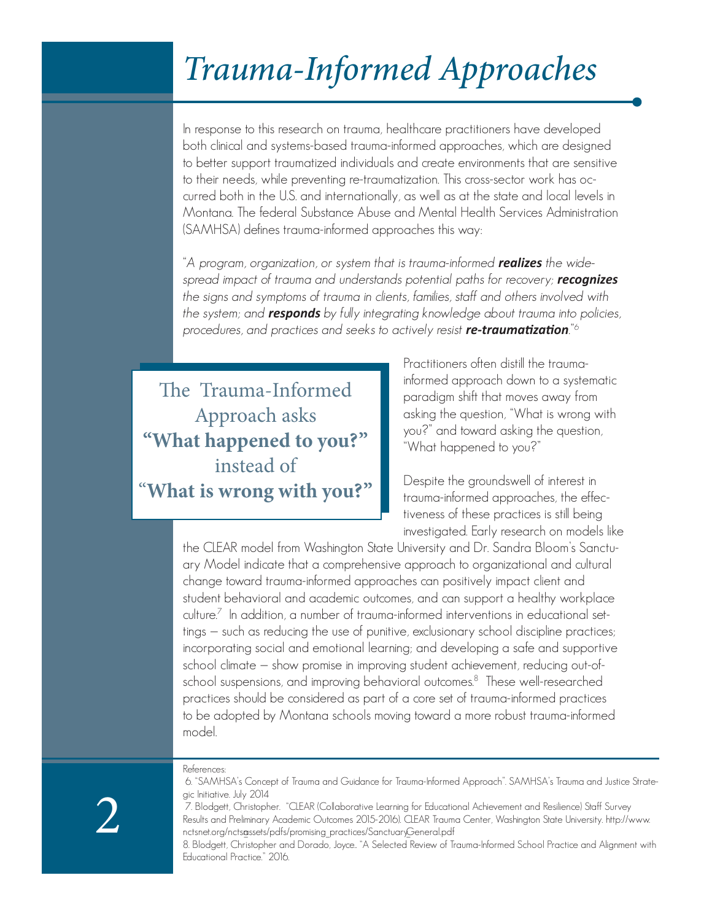# *Trauma-Informed Approaches*

In response to this research on trauma, healthcare practitioners have developed both clinical and systems-based trauma-informed approaches, which are designed to better support traumatized individuals and create environments that are sensitive to their needs, while preventing re-traumatization. This cross-sector work has occurred both in the U.S. and internationally, as well as at the state and local levels in Montana. The federal Substance Abuse and Mental Health Services Administration (SAMHSA) defines trauma-informed approaches this way:

*"A program, organization, or system that is trauma-informed **realizes** the widespread impact of trauma and understands potential paths for recovery; **recognizes** the signs and symptoms of trauma in clients, families, staff and others involved with the system; and **responds** by fully integrating knowledge about trauma into policies, procedures, and practices and seeks to actively resist **re-traumatization**."*[6]

> The Trauma-Informed Approach asks **"What happened to you?"** instead of **"What is wrong with you?"**

Practitioners often distill the trauma-informed approach down to a systematic paradigm shift that moves away from asking the question, "What is wrong with you?" and toward asking the question, "What happened to you?"

Despite the groundswell of interest in trauma-informed approaches, the effectiveness of these practices is still being investigated. Early research on models like the CLEAR model from Washington State University and Dr. Sandra Bloom's Sanctuary Model indicate that a comprehensive approach to organizational and cultural change toward trauma-informed approaches can positively impact client and student behavioral and academic outcomes, and can support a healthy workplace culture.[7] In addition, a number of trauma-informed interventions in educational settings – such as reducing the use of punitive, exclusionary school discipline practices; incorporating social and emotional learning; and developing a safe and supportive school climate – show promise in improving student achievement, reducing out-of-school suspensions, and improving behavioral outcomes.[8] These well-researched practices should be considered as part of a core set of trauma-informed practices to be adopted by Montana schools moving toward a more robust trauma-informed model.

References:

6. "SAMHSA's Concept of Trauma and Guidance for Trauma-Informed Approach". SAMHSA's Trauma and Justice Strategic Initiative. July 2014
7. Blodgett, Christopher. "CLEAR (Collaborative Learning for Educational Achievement and Resilience) Staff Survey Results and Preliminary Academic Outcomes 2015-2016). CLEAR Trauma Center, Washington State University. http://www.nctsnet.org/nctsassets/pdfs/promising_practices/SanctuaryGeneral.pdf
8. Blodgett, Christopher and Dorado, Joyce.. "A Selected Review of Trauma-Informed School Practice and Alignment with Educational Practice." 2016.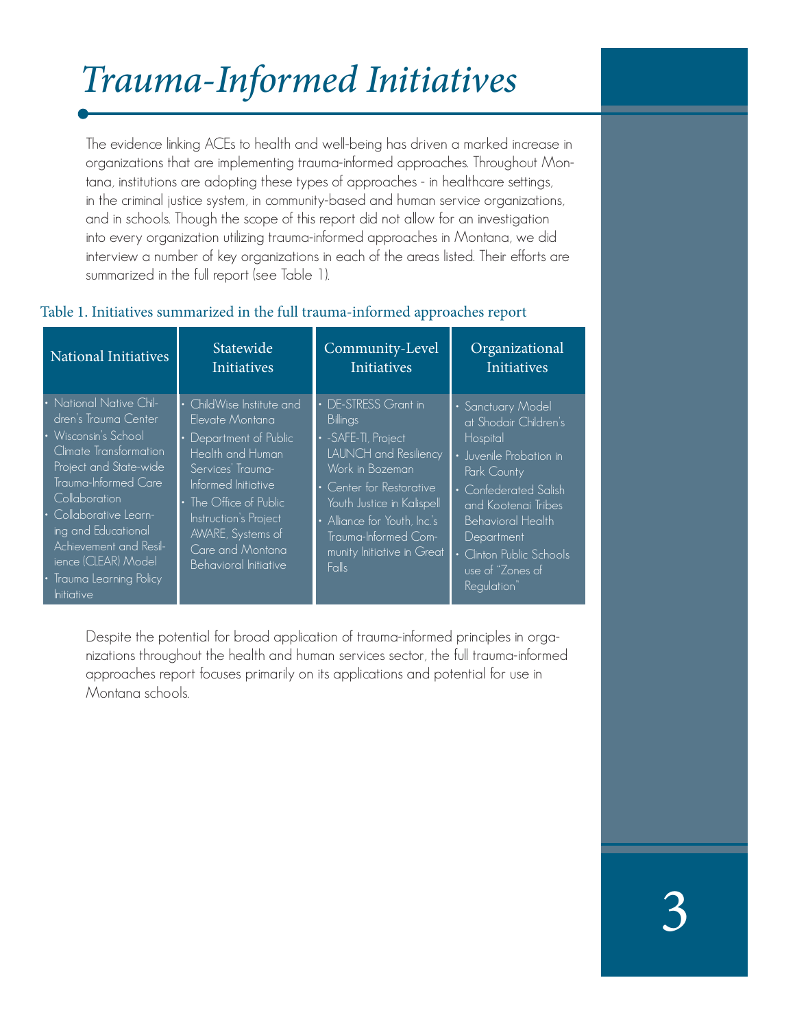# *Trauma-Informed Initiatives*

The evidence linking ACEs to health and well-being has driven a marked increase in organizations that are implementing trauma-informed approaches. Throughout Montana, institutions are adopting these types of approaches - in healthcare settings, in the criminal justice system, in community-based and human service organizations, and in schools. Though the scope of this report did not allow for an investigation into every organization utilizing trauma-informed approaches in Montana, we did interview a number of key organizations in each of the areas listed. Their efforts are summarized in the full report (see Table 1).

Table 1. Initiatives summarized in the full trauma-informed approaches report

| National Initiatives | Statewide Initiatives | Community-Level Initiatives | Organizational Initiatives |
|---|---|---|---|
| • National Native Children's Trauma Center<br>• Wisconsin's School Climate Transformation Project and State-wide Trauma-Informed Care Collaboration<br>• Collaborative Learning and Educational Achievement and Resilience (CLEAR) Model<br>• Trauma Learning Policy Initiative | • ChildWise Institute and Elevate Montana<br>• Department of Public Health and Human Services' Trauma-Informed Initiative<br>• The Office of Public Instruction's Project AWARE, Systems of Care and Montana Behavioral Initiative | • DE-STRESS Grant in Billings<br>• -SAFE-TI, Project LAUNCH and Resiliency Work in Bozeman<br>• Center for Restorative Youth Justice in Kalispell<br>• Alliance for Youth, Inc.'s Trauma-Informed Community Initiative in Great Falls | • Sanctuary Model at Shodair Children's Hospital<br>• Juvenile Probation in Park County<br>• Confederated Salish and Kootenai Tribes Behavioral Health Department<br>• Clinton Public Schools use of "Zones of Regulation" |

Despite the potential for broad application of trauma-informed principles in organizations throughout the health and human services sector, the full trauma-informed approaches report focuses primarily on its applications and potential for use in Montana schools.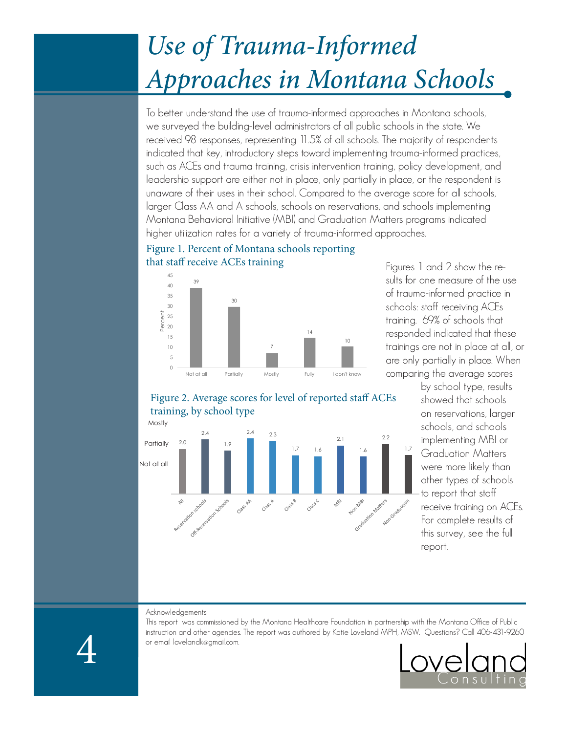# *Use of Trauma-Informed Approaches in Montana Schools*

To better understand the use of trauma-informed approaches in Montana schools, we surveyed the building-level administrators of all public schools in the state. We received 98 responses, representing 11.5% of all schools. The majority of respondents indicated that key, introductory steps toward implementing trauma-informed practices, such as ACEs and trauma training, crisis intervention training, policy development, and leadership support are either not in place, only partially in place, or the respondent is unaware of their uses in their school. Compared to the average score for all schools, larger Class AA and A schools, schools on reservations, and schools implementing Montana Behavioral Initiative (MBI) and Graduation Matters programs indicated higher utilization rates for a variety of trauma-informed approaches.

Figure 1. Percent of Montana schools reporting that staff receive ACEs training

| Response | Percent |
|---|---|
| Not at all | 39 |
| Partially | 30 |
| Mostly | 7 |
| Fully | 14 |
| I don't know | 10 |

Figure 2. Average scores for level of reported staff ACEs training, by school type

| School type | Average score |
|---|---|
| All | 2.0 |
| Reservation schools | 2.4 |
| Off-Reservation Schools | 1.9 |
| Class AA | 2.4 |
| Class A | 2.3 |
| Class B | 1.7 |
| Class C | 1.6 |
| MBI | 2.1 |
| Non-MBI | 1.6 |
| Graduation Matters | 2.2 |
| Non-Graduation | 1.7 |

(Scale: Not at all, Partially, Mostly)

Figures 1 and 2 show the results for one measure of the use of trauma-informed practice in schools: staff receiving ACEs training. 69% of schools that responded indicated that these trainings are not in place at all, or are only partially in place. When comparing the average scores by school type, results showed that schools on reservations, larger schools, and schools implementing MBI or Graduation Matters were more likely than other types of schools to report that staff receive training on ACEs. For complete results of this survey, see the full report.

Acknowledgements

This report was commissioned by the Montana Healthcare Foundation in partnership with the Montana Office of Public instruction and other agencies. The report was authored by Katie Loveland MPH, MSW. Questions? Call 406-431-9260 or email lovelandk@gmail.com.

Loveland Consulting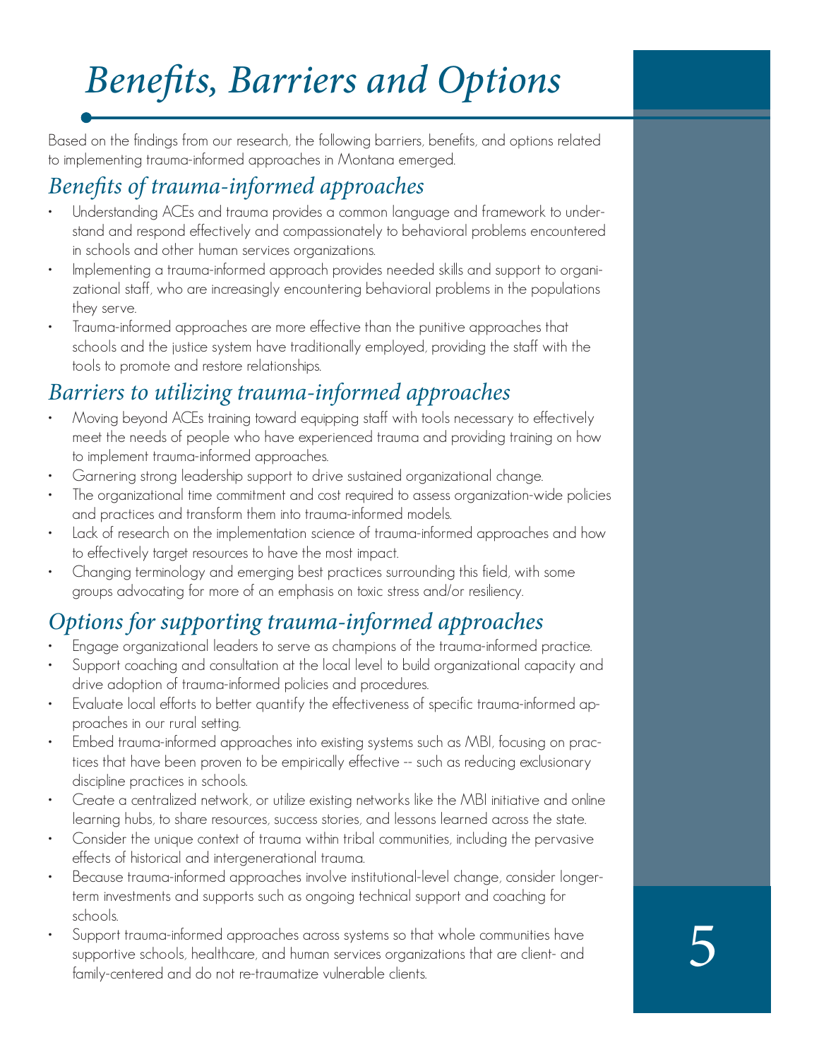# *Benefits, Barriers and Options*

Based on the findings from our research, the following barriers, benefits, and options related to implementing trauma-informed approaches in Montana emerged.

## *Benefits of trauma-informed approaches*

- Understanding ACEs and trauma provides a common language and framework to understand and respond effectively and compassionately to behavioral problems encountered in schools and other human services organizations.
- Implementing a trauma-informed approach provides needed skills and support to organizational staff, who are increasingly encountering behavioral problems in the populations they serve.
- Trauma-informed approaches are more effective than the punitive approaches that schools and the justice system have traditionally employed, providing the staff with the tools to promote and restore relationships.

## *Barriers to utilizing trauma-informed approaches*

- Moving beyond ACEs training toward equipping staff with tools necessary to effectively meet the needs of people who have experienced trauma and providing training on how to implement trauma-informed approaches.
- Garnering strong leadership support to drive sustained organizational change.
- The organizational time commitment and cost required to assess organization-wide policies and practices and transform them into trauma-informed models.
- Lack of research on the implementation science of trauma-informed approaches and how to effectively target resources to have the most impact.
- Changing terminology and emerging best practices surrounding this field, with some groups advocating for more of an emphasis on toxic stress and/or resiliency.

## *Options for supporting trauma-informed approaches*

- Engage organizational leaders to serve as champions of the trauma-informed practice.
- Support coaching and consultation at the local level to build organizational capacity and drive adoption of trauma-informed policies and procedures.
- Evaluate local efforts to better quantify the effectiveness of specific trauma-informed approaches in our rural setting.
- Embed trauma-informed approaches into existing systems such as MBI, focusing on practices that have been proven to be empirically effective -- such as reducing exclusionary discipline practices in schools.
- Create a centralized network, or utilize existing networks like the MBI initiative and online learning hubs, to share resources, success stories, and lessons learned across the state.
- Consider the unique context of trauma within tribal communities, including the pervasive effects of historical and intergenerational trauma.
- Because trauma-informed approaches involve institutional-level change, consider longer-term investments and supports such as ongoing technical support and coaching for schools.
- Support trauma-informed approaches across systems so that whole communities have supportive schools, healthcare, and human services organizations that are client- and family-centered and do not re-traumatize vulnerable clients.